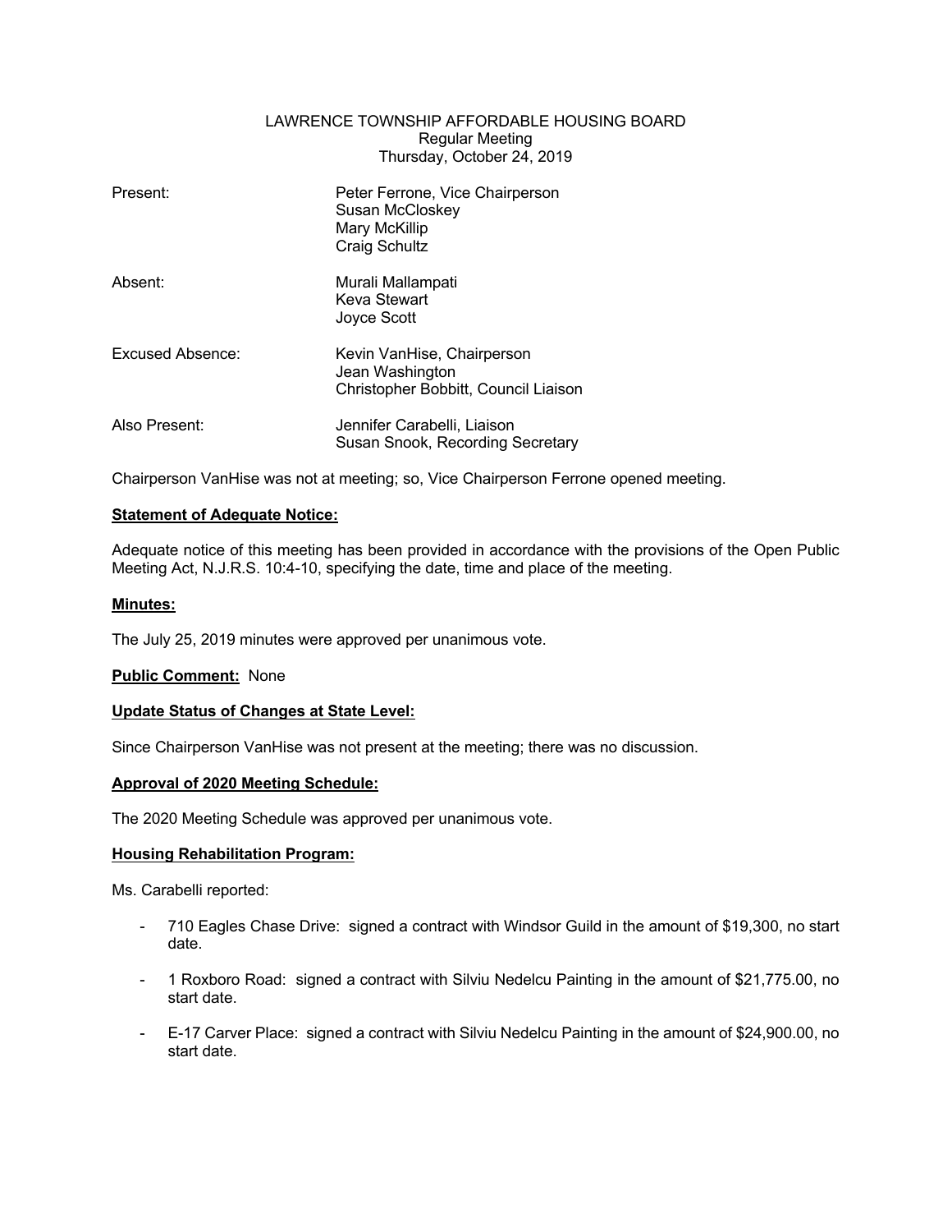# LAWRENCE TOWNSHIP AFFORDABLE HOUSING BOARD

Regular Meeting
Thursday, October 24, 2019

| | |
|---|---|
| Present: | Peter Ferrone, Vice Chairperson<br>Susan McCloskey<br>Mary McKillip<br>Craig Schultz |
| Absent: | Murali Mallampati<br>Keva Stewart<br>Joyce Scott |
| Excused Absence: | Kevin VanHise, Chairperson<br>Jean Washington<br>Christopher Bobbitt, Council Liaison |
| Also Present: | Jennifer Carabelli, Liaison<br>Susan Snook, Recording Secretary |

Chairperson VanHise was not at meeting; so, Vice Chairperson Ferrone opened meeting.

**Statement of Adequate Notice:**

Adequate notice of this meeting has been provided in accordance with the provisions of the Open Public Meeting Act, N.J.R.S. 10:4-10, specifying the date, time and place of the meeting.

**Minutes:**

The July 25, 2019 minutes were approved per unanimous vote.

**Public Comment:** None

**Update Status of Changes at State Level:**

Since Chairperson VanHise was not present at the meeting; there was no discussion.

**Approval of 2020 Meeting Schedule:**

The 2020 Meeting Schedule was approved per unanimous vote.

**Housing Rehabilitation Program:**

Ms. Carabelli reported:

- 710 Eagles Chase Drive: signed a contract with Windsor Guild in the amount of $19,300, no start date.
- 1 Roxboro Road: signed a contract with Silviu Nedelcu Painting in the amount of $21,775.00, no start date.
- E-17 Carver Place: signed a contract with Silviu Nedelcu Painting in the amount of $24,900.00, no start date.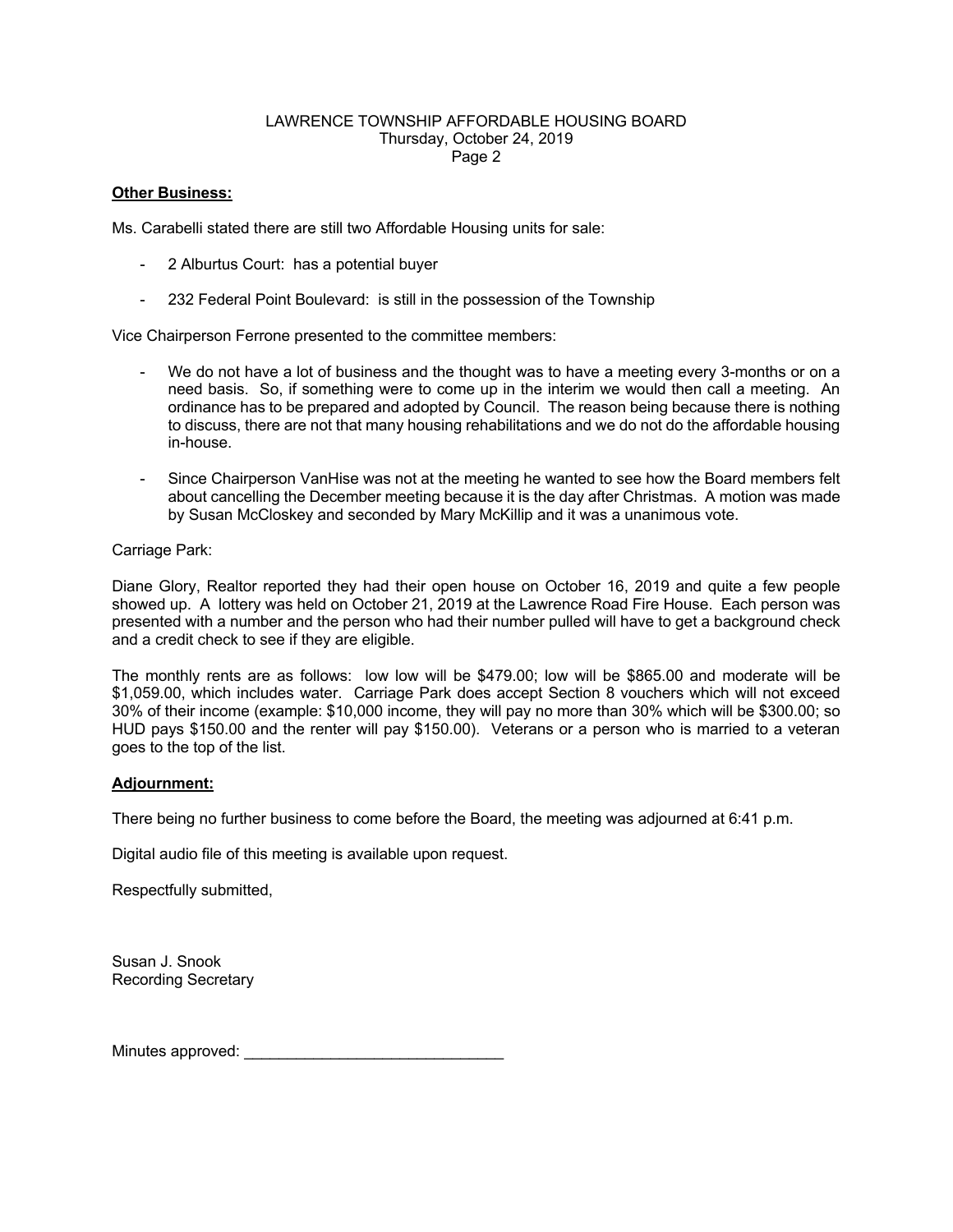**Other Business:**

Ms. Carabelli stated there are still two Affordable Housing units for sale:

- 2 Alburtus Court: has a potential buyer
- 232 Federal Point Boulevard: is still in the possession of the Township

Vice Chairperson Ferrone presented to the committee members:

- We do not have a lot of business and the thought was to have a meeting every 3-months or on a need basis. So, if something were to come up in the interim we would then call a meeting. An ordinance has to be prepared and adopted by Council. The reason being because there is nothing to discuss, there are not that many housing rehabilitations and we do not do the affordable housing in-house.
- Since Chairperson VanHise was not at the meeting he wanted to see how the Board members felt about cancelling the December meeting because it is the day after Christmas. A motion was made by Susan McCloskey and seconded by Mary McKillip and it was a unanimous vote.

Carriage Park:

Diane Glory, Realtor reported they had their open house on October 16, 2019 and quite a few people showed up. A lottery was held on October 21, 2019 at the Lawrence Road Fire House. Each person was presented with a number and the person who had their number pulled will have to get a background check and a credit check to see if they are eligible.

The monthly rents are as follows: low low will be $479.00; low will be $865.00 and moderate will be $1,059.00, which includes water. Carriage Park does accept Section 8 vouchers which will not exceed 30% of their income (example: $10,000 income, they will pay no more than 30% which will be $300.00; so HUD pays $150.00 and the renter will pay $150.00). Veterans or a person who is married to a veteran goes to the top of the list.

**Adjournment:**

There being no further business to come before the Board, the meeting was adjourned at 6:41 p.m.

Digital audio file of this meeting is available upon request.

Respectfully submitted,

Susan J. Snook
Recording Secretary

Minutes approved: ______________________________